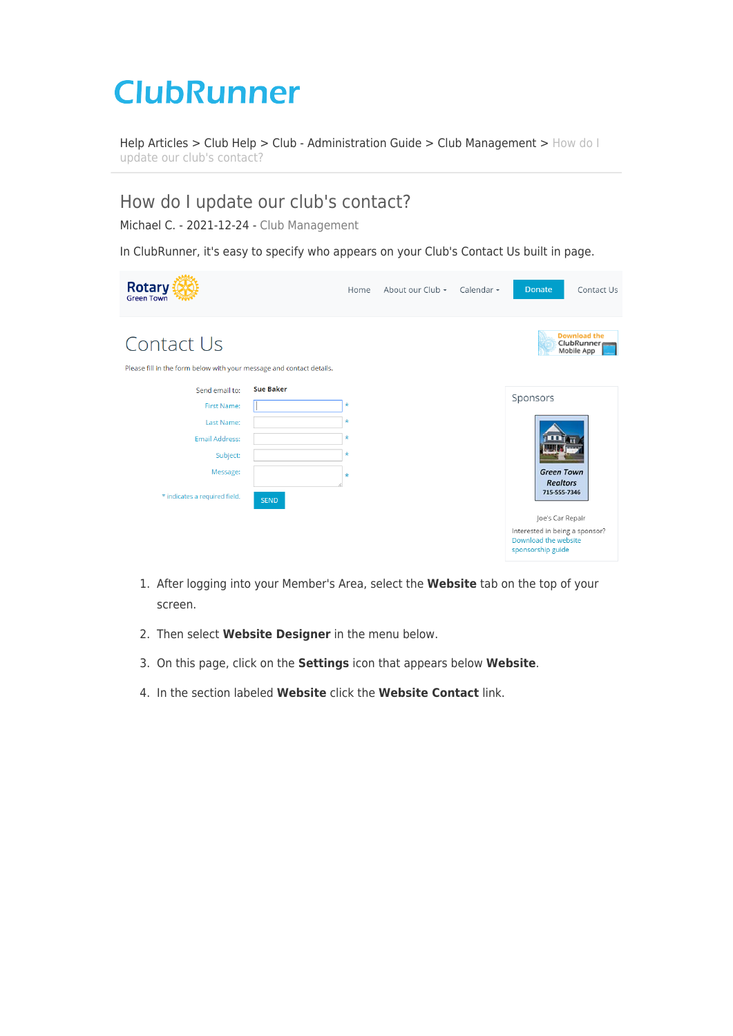# ClubRunner

Help Articles > Club Help > Club - Administration Guide > Club Management > How do I update our club's contact?

## How do I update our club's contact?

Michael C. - 2021-12-24 - Club Management

In ClubRunner, it's easy to specify who appears on your Club's Contact Us built in page.

1. After logging into your Member's Area, select the **Website** tab on the top of your screen.
2. Then select **Website Designer** in the menu below.
3. On this page, click on the **Settings** icon that appears below **Website**.
4. In the section labeled **Website** click the **Website Contact** link.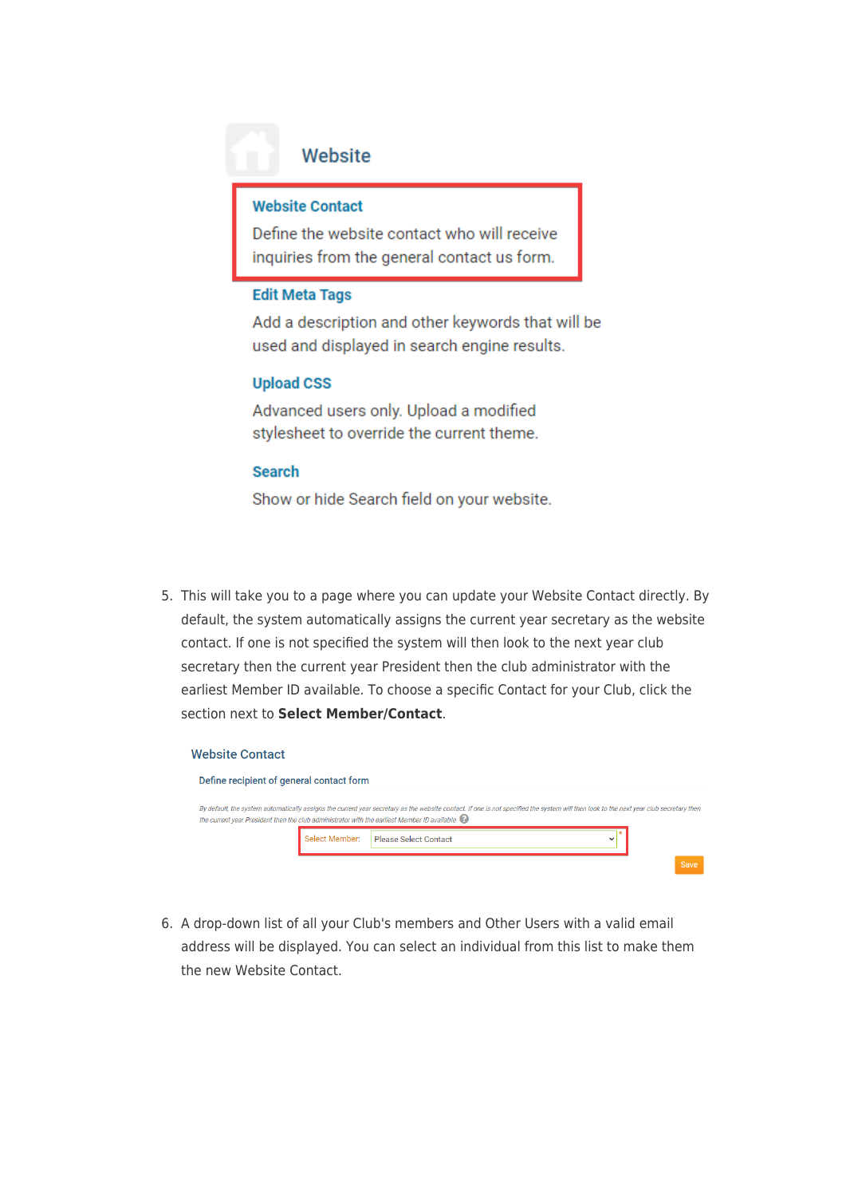Website

**Website Contact**

Define the website contact who will receive inquiries from the general contact us form.

**Edit Meta Tags**

Add a description and other keywords that will be used and displayed in search engine results.

**Upload CSS**

Advanced users only. Upload a modified stylesheet to override the current theme.

**Search**

Show or hide Search field on your website.

5. This will take you to a page where you can update your Website Contact directly. By default, the system automatically assigns the current year secretary as the website contact. If one is not specified the system will then look to the next year club secretary then the current year President then the club administrator with the earliest Member ID available. To choose a specific Contact for your Club, click the section next to **Select Member/Contact**.

Website Contact

Define recipient of general contact form

*By default, the system automatically assigns the current year secretary as the website contact. If one is not specified the system will then look to the next year club secretary then the current year President then the club administrator with the earliest Member ID available.*

Select Member: Please Select Contact *

Save

6. A drop-down list of all your Club's members and Other Users with a valid email address will be displayed. You can select an individual from this list to make them the new Website Contact.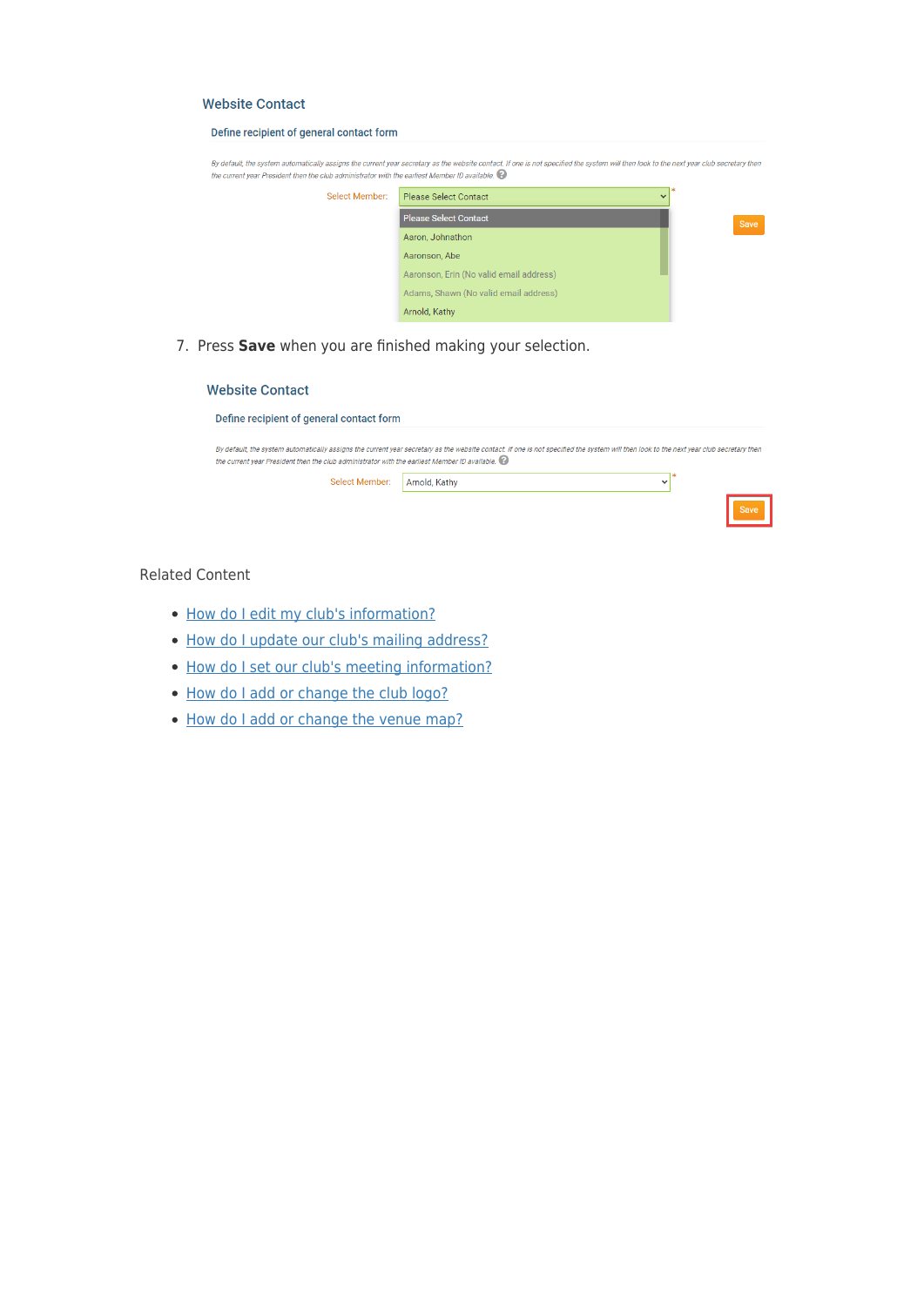7. Press **Save** when you are finished making your selection.

Related Content

- [How do I edit my club's information?]
- [How do I update our club's mailing address?]
- [How do I set our club's meeting information?]
- [How do I add or change the club logo?]
- [How do I add or change the venue map?]